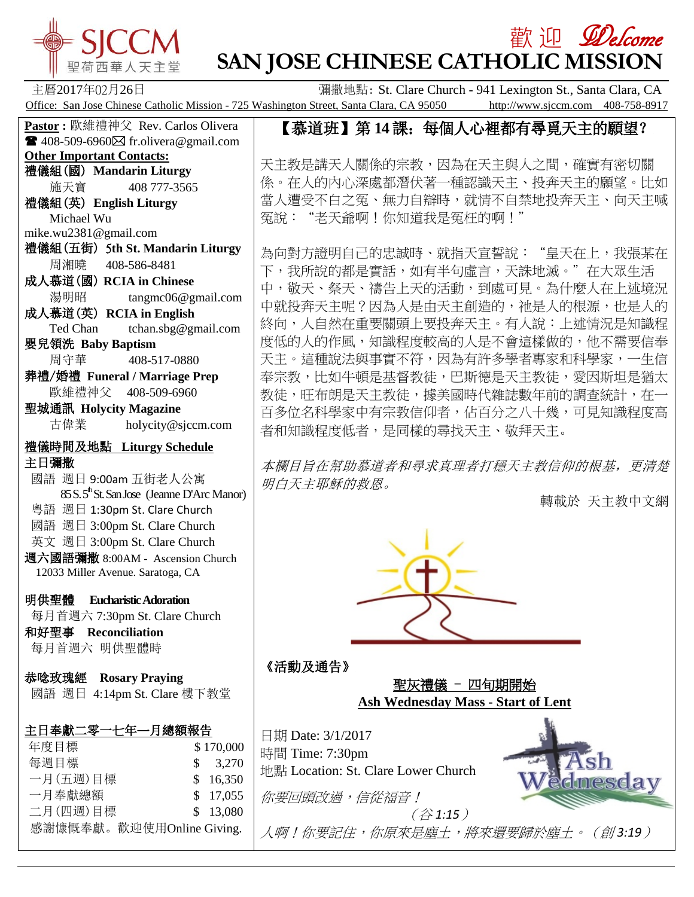# 歡迎 Welcome
# SAN JOSE CHINESE CATHOLIC MISSION

SJCCM 聖荷西華人天主堂

主曆2017年02月26日　　彌撒地點: St. Clare Church - 941 Lexington St., Santa Clara, CA

Office: San Jose Chinese Catholic Mission - 725 Washington Street, Santa Clara, CA 95050　http://www.sjccm.com　408-758-8917

**Pastor :** 歐維禮神父 Rev. Carlos Olivera
☎ 408-509-6960 ✉ fr.olivera@gmail.com

**Other Important Contacts:**

**禮儀組(國) Mandarin Liturgy**
施天寶　408 777-3565

**禮儀組(英) English Liturgy**
Michael Wu
mike.wu2381@gmail.com

**禮儀組(五街) 5th St. Mandarin Liturgy**
周湘曉　408-586-8481

**成人慕道(國) RCIA in Chinese**
湯明昭　tangmc06@gmail.com

**成人慕道(英) RCIA in English**
Ted Chan　tchan.sbg@gmail.com

**嬰兒領洗 Baby Baptism**
周守華　408-517-0880

**葬禮/婚禮 Funeral / Marriage Prep**
歐維禮神父　408-509-6960

**聖城通訊 Holycity Magazine**
古偉業　holycity@sjccm.com

**禮儀時間及地點 Liturgy Schedule**

**主日彌撒**
國語 週日 9:00am 五街老人公寓 85 S. 5th St. San Jose (Jeanne D'Arc Manor)
粵語 週日 1:30pm St. Clare Church
國語 週日 3:00pm St. Clare Church
英文 週日 3:00pm St. Clare Church

**週六國語彌撒** 8:00AM - Ascension Church 12033 Miller Avenue. Saratoga, CA

**明供聖體 Eucharistic Adoration**
每月首週六 7:30pm St. Clare Church

**和好聖事 Reconciliation**
每月首週六 明供聖體時

**恭唸玫瑰經 Rosary Praying**
國語 週日 4:14pm St. Clare 樓下教堂

**主日奉獻二零一七年一月總額報告**

| | |
|---|---|
| 年度目標 | $ 170,000 |
| 每週目標 | $ 3,270 |
| 一月(五週)目標 | $ 16,350 |
| 一月奉獻總額 | $ 17,055 |
| 二月(四週)目標 | $ 13,080 |

感謝慷慨奉獻。歡迎使用Online Giving.

## 【慕道班】第 14 課：每個人心裡都有尋覓天主的願望？

天主教是講天人關係的宗教，因為在天主與人之間，確實有密切關係。在人的內心深處都潛伏著一種認識天主、投奔天主的願望。比如當人遭受不白之冤、無力自辯時，就情不自禁地投奔天主、向天主喊冤說：“老天爺啊！你知道我是冤枉的啊！”

為向對方證明自己的忠誠時、就指天宣誓說：“皇天在上，我張某在下，我所說的都是實話，如有半句虛言，天誅地滅。”在大眾生活中，敬天、祭天、禱告上天的活動，到處可見。為什麼人在上述境況中就投奔天主呢？因為人是由天主創造的，祂是人的根源，也是人的終向，人自然在重要關頭上要投奔天主。有人說：上述情況是知識程度低的人的作風，知識程度較高的人是不會這樣做的，他不需要信奉天主。這種說法與事實不符，因為有許多學者專家和科學家，一生信奉宗教，比如牛頓是基督教徒，巴斯德是天主教徒，愛因斯坦是猶太教徒，旺布朗是天主教徒，據美國時代雜誌數年前的調查統計，在一百多位名科學家中有宗教信仰者，佔百分之八十幾，可見知識程度高者和知識程度低者，是同樣的尋找天主、敬拜天主。

*本欄目旨在幫助慕道者和尋求真理者打穩天主教信仰的根基，更清楚明白天主耶穌的救恩。*

轉載於 天主教中文網

**《活動及通告》**

**聖灰禮儀 – 四旬期開始**
**Ash Wednesday Mass - Start of Lent**

日期 Date: 3/1/2017
時間 Time: 7:30pm
地點 Location: St. Clare Lower Church

*你要回頭改過，信從福音！*
*（谷 1:15）*
*人啊！你要記住，你原來是塵土，將來還要歸於塵土。（創 3:19）*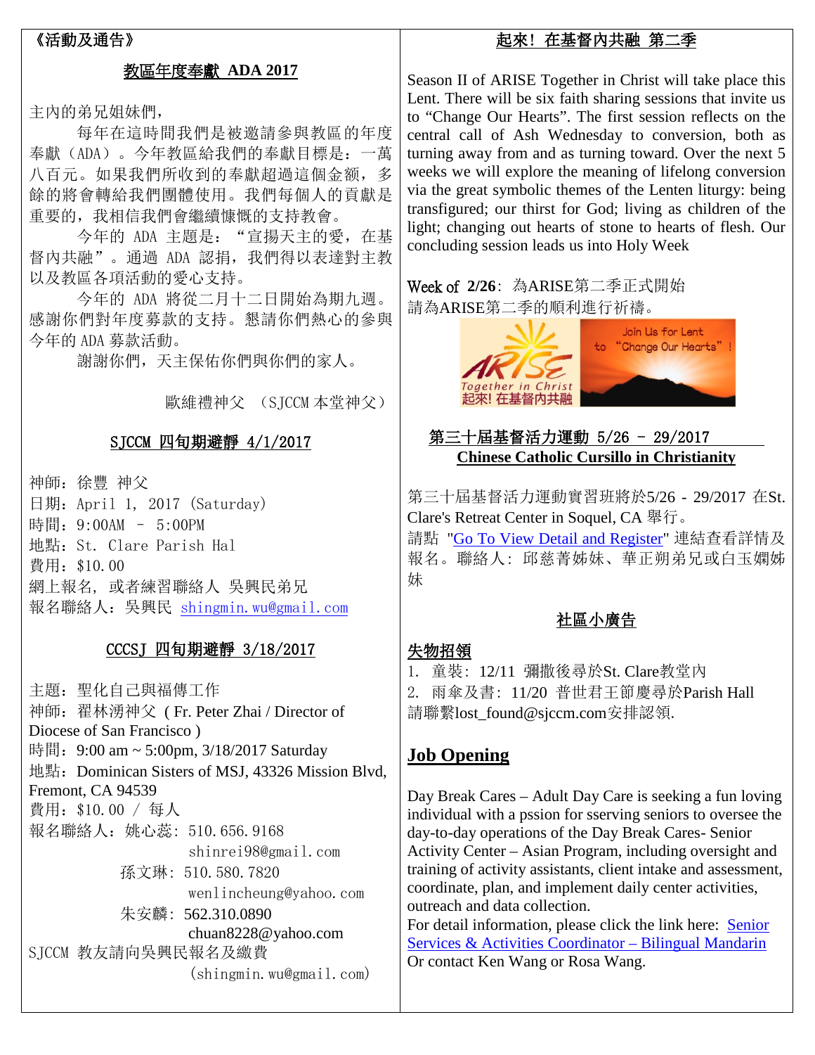《活動及通告》

## 教區年度奉獻 ADA 2017

主內的弟兄姐妹們，

每年在這時間我們是被邀請參與教區的年度奉獻（ADA）。今年教區給我們的奉獻目標是：一萬八百元。如果我們所收到的奉獻超過這個金額，多餘的將會轉給我們團體使用。我們每個人的貢獻是重要的，我相信我們會繼續慷慨的支持教會。

今年的 ADA 主題是："宣揚天主的愛，在基督內共融"。通過 ADA 認捐，我們得以表達對主教以及教區各項活動的愛心支持。

今年的 ADA 將從二月十二日開始為期九週。感謝你們對年度募款的支持。懇請你們熱心的參與今年的 ADA 募款活動。

謝謝你們，天主保佑你們與你們的家人。

歐維禮神父 （SJCCM 本堂神父）

## SJCCM 四旬期避靜 4/1/2017

神師：徐豐 神父
日期：April 1, 2017 (Saturday)
時間：9:00AM – 5:00PM
地點：St. Clare Parish Hal
費用：$10.00
網上報名，或者練習聯絡人 吳興民弟兄
報名聯絡人：吳興民 shingmin.wu@gmail.com

## CCCSJ 四旬期避靜 3/18/2017

主題：聖化自己與福傳工作
神師：翟林湧神父 ( Fr. Peter Zhai / Director of Diocese of San Francisco )
時間：9:00 am ~ 5:00pm, 3/18/2017 Saturday
地點：Dominican Sisters of MSJ, 43326 Mission Blvd, Fremont, CA 94539
費用：$10.00 / 每人
報名聯絡人：姚心蕊: 510.656.9168
shinrei98@gmail.com
孫文琳: 510.580.7820
wenlincheung@yahoo.com
朱安麟: 562.310.0890
chuan8228@yahoo.com
SJCCM 教友請向吳興民報名及繳費
(shingmin.wu@gmail.com)

## 起來！在基督內共融 第二季

Season II of ARISE Together in Christ will take place this Lent. There will be six faith sharing sessions that invite us to “Change Our Hearts”. The first session reflects on the central call of Ash Wednesday to conversion, both as turning away from and as turning toward. Over the next 5 weeks we will explore the meaning of lifelong conversion via the great symbolic themes of the Lenten liturgy: being transfigured; our thirst for God; living as children of the light; changing out hearts of stone to hearts of flesh. Our concluding session leads us into Holy Week

Week of **2/26**：為ARISE第二季正式開始
請為ARISE第二季的順利進行祈禱。

ARISE Together in Christ 起來! 在基督內共融
Join Us for Lent to “Change Our Hearts” !

## 第三十屆基督活力運動 5/26 – 29/2017
## Chinese Catholic Cursillo in Christianity

第三十屆基督活力運動實習班將於5/26 - 29/2017 在St. Clare's Retreat Center in Soquel, CA 舉行。
請點 "Go To View Detail and Register" 連結查看詳情及報名。聯絡人: 邱慈菁姊妹、華正朔弟兄或白玉嫻姊妹

## 社區小廣告

### 失物招領

1. 童裝: 12/11 彌撒後尋於St. Clare教堂內
2. 雨傘及書: 11/20 普世君王節慶尋於Parish Hall

請聯繫lost_found@sjccm.com安排認領.

## Job Opening

Day Break Cares – Adult Day Care is seeking a fun loving individual with a pssion for sserving seniors to oversee the day-to-day operations of the Day Break Cares- Senior Activity Center – Asian Program, including oversight and training of activity assistants, client intake and assessment, coordinate, plan, and implement daily center activities, outreach and data collection.
For detail information, please click the link here: Senior Services & Activities Coordinator – Bilingual Mandarin
Or contact Ken Wang or Rosa Wang.